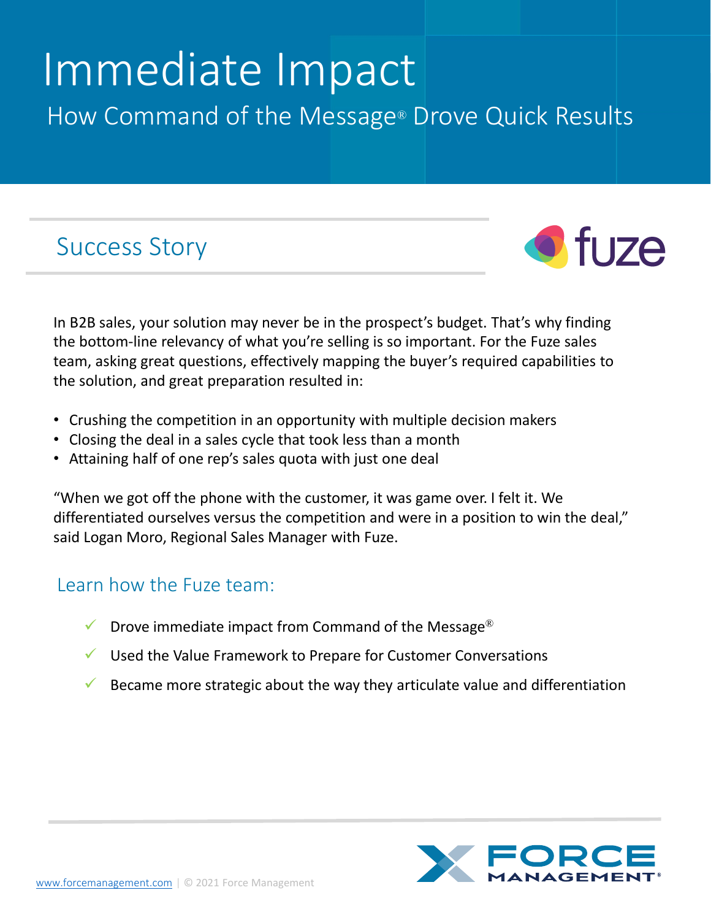# Immediate Impact

## How Command of the Message® Drove Quick Results

## Success Story

fuze

In B2B sales, your solution may never be in the prospect's budget. That's why finding the bottom-line relevancy of what you're selling is so important. For the Fuze sales team, asking great questions, effectively mapping the buyer's required capabilities to the solution, and great preparation resulted in:

- Crushing the competition in an opportunity with multiple decision makers
- Closing the deal in a sales cycle that took less than a month
- Attaining half of one rep's sales quota with just one deal

"When we got off the phone with the customer, it was game over. I felt it. We differentiated ourselves versus the competition and were in a position to win the deal," said Logan Moro, Regional Sales Manager with Fuze.

### Learn how the Fuze team:

- ✓ Drove immediate impact from Command of the Message®
- ✓ Used the Value Framework to Prepare for Customer Conversations
- ✓ Became more strategic about the way they articulate value and differentiation

www.forcemanagement.com | © 2021 Force Management

FORCE MANAGEMENT®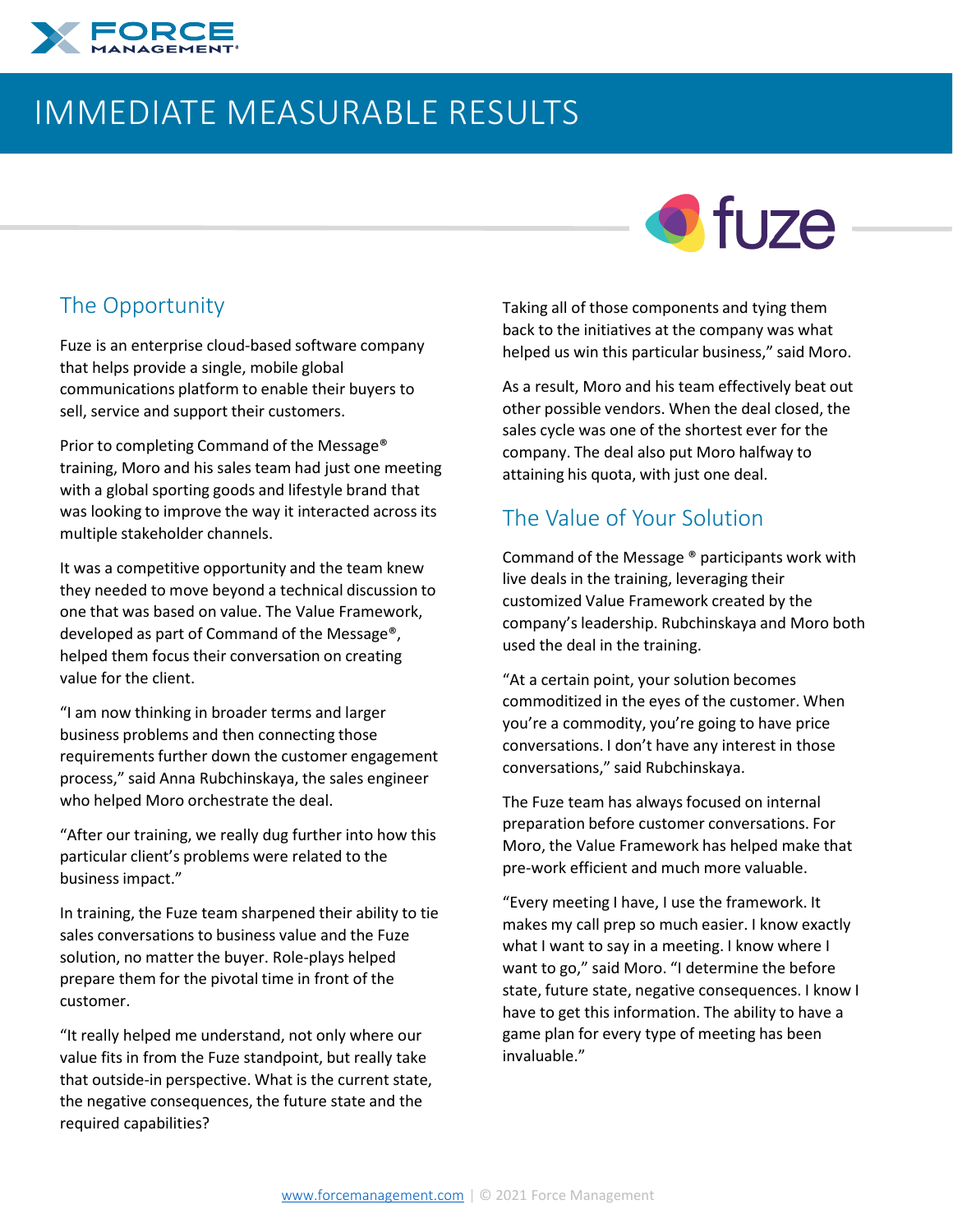# IMMEDIATE MEASURABLE RESULTS

## The Opportunity

Fuze is an enterprise cloud-based software company that helps provide a single, mobile global communications platform to enable their buyers to sell, service and support their customers.

Prior to completing Command of the Message® training, Moro and his sales team had just one meeting with a global sporting goods and lifestyle brand that was looking to improve the way it interacted across its multiple stakeholder channels.

It was a competitive opportunity and the team knew they needed to move beyond a technical discussion to one that was based on value. The Value Framework, developed as part of Command of the Message®, helped them focus their conversation on creating value for the client.

"I am now thinking in broader terms and larger business problems and then connecting those requirements further down the customer engagement process," said Anna Rubchinskaya, the sales engineer who helped Moro orchestrate the deal.

"After our training, we really dug further into how this particular client's problems were related to the business impact."

In training, the Fuze team sharpened their ability to tie sales conversations to business value and the Fuze solution, no matter the buyer. Role-plays helped prepare them for the pivotal time in front of the customer.

"It really helped me understand, not only where our value fits in from the Fuze standpoint, but really take that outside-in perspective. What is the current state, the negative consequences, the future state and the required capabilities? Taking all of those components and tying them back to the initiatives at the company was what helped us win this particular business," said Moro.

As a result, Moro and his team effectively beat out other possible vendors. When the deal closed, the sales cycle was one of the shortest ever for the company. The deal also put Moro halfway to attaining his quota, with just one deal.

## The Value of Your Solution

Command of the Message ® participants work with live deals in the training, leveraging their customized Value Framework created by the company's leadership. Rubchinskaya and Moro both used the deal in the training.

"At a certain point, your solution becomes commoditized in the eyes of the customer. When you're a commodity, you're going to have price conversations. I don't have any interest in those conversations," said Rubchinskaya.

The Fuze team has always focused on internal preparation before customer conversations. For Moro, the Value Framework has helped make that pre-work efficient and much more valuable.

"Every meeting I have, I use the framework. It makes my call prep so much easier. I know exactly what I want to say in a meeting. I know where I want to go," said Moro. "I determine the before state, future state, negative consequences. I know I have to get this information. The ability to have a game plan for every type of meeting has been invaluable."